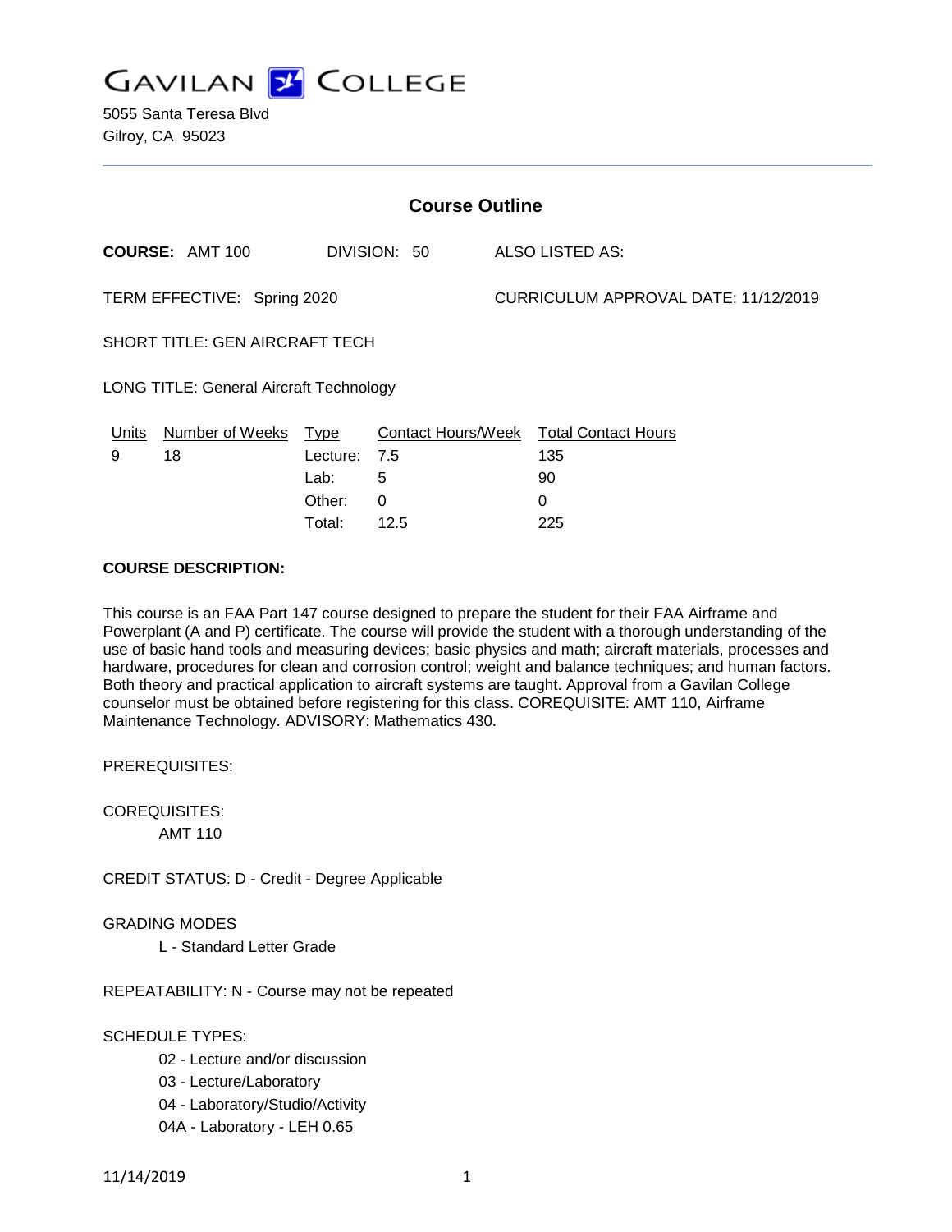# GAVILAN COLLEGE

5055 Santa Teresa Blvd
Gilroy, CA 95023

## Course Outline

**COURSE:** AMT 100 DIVISION: 50 ALSO LISTED AS:

TERM EFFECTIVE: Spring 2020 CURRICULUM APPROVAL DATE: 11/12/2019

SHORT TITLE: GEN AIRCRAFT TECH

LONG TITLE: General Aircraft Technology

| Units | Number of Weeks | Type | Contact Hours/Week | Total Contact Hours |
|---|---|---|---|---|
| 9 | 18 | Lecture: | 7.5 | 135 |
| | | Lab: | 5 | 90 |
| | | Other: | 0 | 0 |
| | | Total: | 12.5 | 225 |

**COURSE DESCRIPTION:**

This course is an FAA Part 147 course designed to prepare the student for their FAA Airframe and Powerplant (A and P) certificate. The course will provide the student with a thorough understanding of the use of basic hand tools and measuring devices; basic physics and math; aircraft materials, processes and hardware, procedures for clean and corrosion control; weight and balance techniques; and human factors. Both theory and practical application to aircraft systems are taught. Approval from a Gavilan College counselor must be obtained before registering for this class. COREQUISITE: AMT 110, Airframe Maintenance Technology. ADVISORY: Mathematics 430.

PREREQUISITES:

COREQUISITES:

AMT 110

CREDIT STATUS: D - Credit - Degree Applicable

GRADING MODES

L - Standard Letter Grade

REPEATABILITY: N - Course may not be repeated

SCHEDULE TYPES:

02 - Lecture and/or discussion

03 - Lecture/Laboratory

04 - Laboratory/Studio/Activity

04A - Laboratory - LEH 0.65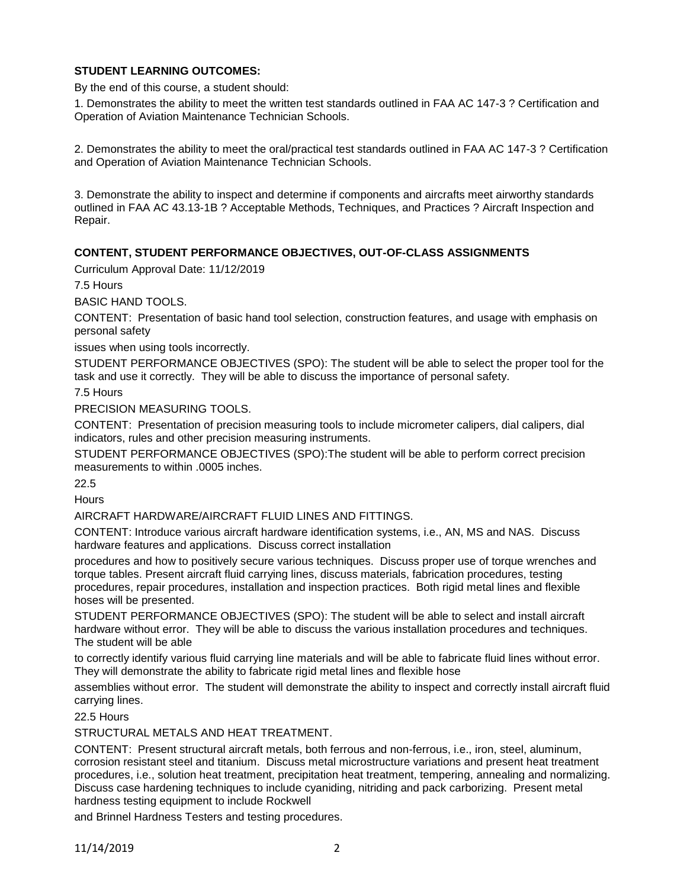**STUDENT LEARNING OUTCOMES:**

By the end of this course, a student should:

1. Demonstrates the ability to meet the written test standards outlined in FAA AC 147-3 ? Certification and Operation of Aviation Maintenance Technician Schools.

2. Demonstrates the ability to meet the oral/practical test standards outlined in FAA AC 147-3 ? Certification and Operation of Aviation Maintenance Technician Schools.

3. Demonstrate the ability to inspect and determine if components and aircrafts meet airworthy standards outlined in FAA AC 43.13-1B ? Acceptable Methods, Techniques, and Practices ? Aircraft Inspection and Repair.

**CONTENT, STUDENT PERFORMANCE OBJECTIVES, OUT-OF-CLASS ASSIGNMENTS**

Curriculum Approval Date: 11/12/2019

7.5 Hours

BASIC HAND TOOLS.

CONTENT: Presentation of basic hand tool selection, construction features, and usage with emphasis on personal safety issues when using tools incorrectly.

STUDENT PERFORMANCE OBJECTIVES (SPO): The student will be able to select the proper tool for the task and use it correctly. They will be able to discuss the importance of personal safety.

7.5 Hours

PRECISION MEASURING TOOLS.

CONTENT: Presentation of precision measuring tools to include micrometer calipers, dial calipers, dial indicators, rules and other precision measuring instruments.

STUDENT PERFORMANCE OBJECTIVES (SPO):The student will be able to perform correct precision measurements to within .0005 inches.

22.5 Hours

AIRCRAFT HARDWARE/AIRCRAFT FLUID LINES AND FITTINGS.

CONTENT: Introduce various aircraft hardware identification systems, i.e., AN, MS and NAS. Discuss hardware features and applications. Discuss correct installation procedures and how to positively secure various techniques. Discuss proper use of torque wrenches and torque tables. Present aircraft fluid carrying lines, discuss materials, fabrication procedures, testing procedures, repair procedures, installation and inspection practices. Both rigid metal lines and flexible hoses will be presented.

STUDENT PERFORMANCE OBJECTIVES (SPO): The student will be able to select and install aircraft hardware without error. They will be able to discuss the various installation procedures and techniques. The student will be able to correctly identify various fluid carrying line materials and will be able to fabricate fluid lines without error. They will demonstrate the ability to fabricate rigid metal lines and flexible hose assemblies without error. The student will demonstrate the ability to inspect and correctly install aircraft fluid carrying lines.

22.5 Hours

STRUCTURAL METALS AND HEAT TREATMENT.

CONTENT: Present structural aircraft metals, both ferrous and non-ferrous, i.e., iron, steel, aluminum, corrosion resistant steel and titanium. Discuss metal microstructure variations and present heat treatment procedures, i.e., solution heat treatment, precipitation heat treatment, tempering, annealing and normalizing. Discuss case hardening techniques to include cyaniding, nitriding and pack carborizing. Present metal hardness testing equipment to include Rockwell and Brinnel Hardness Testers and testing procedures.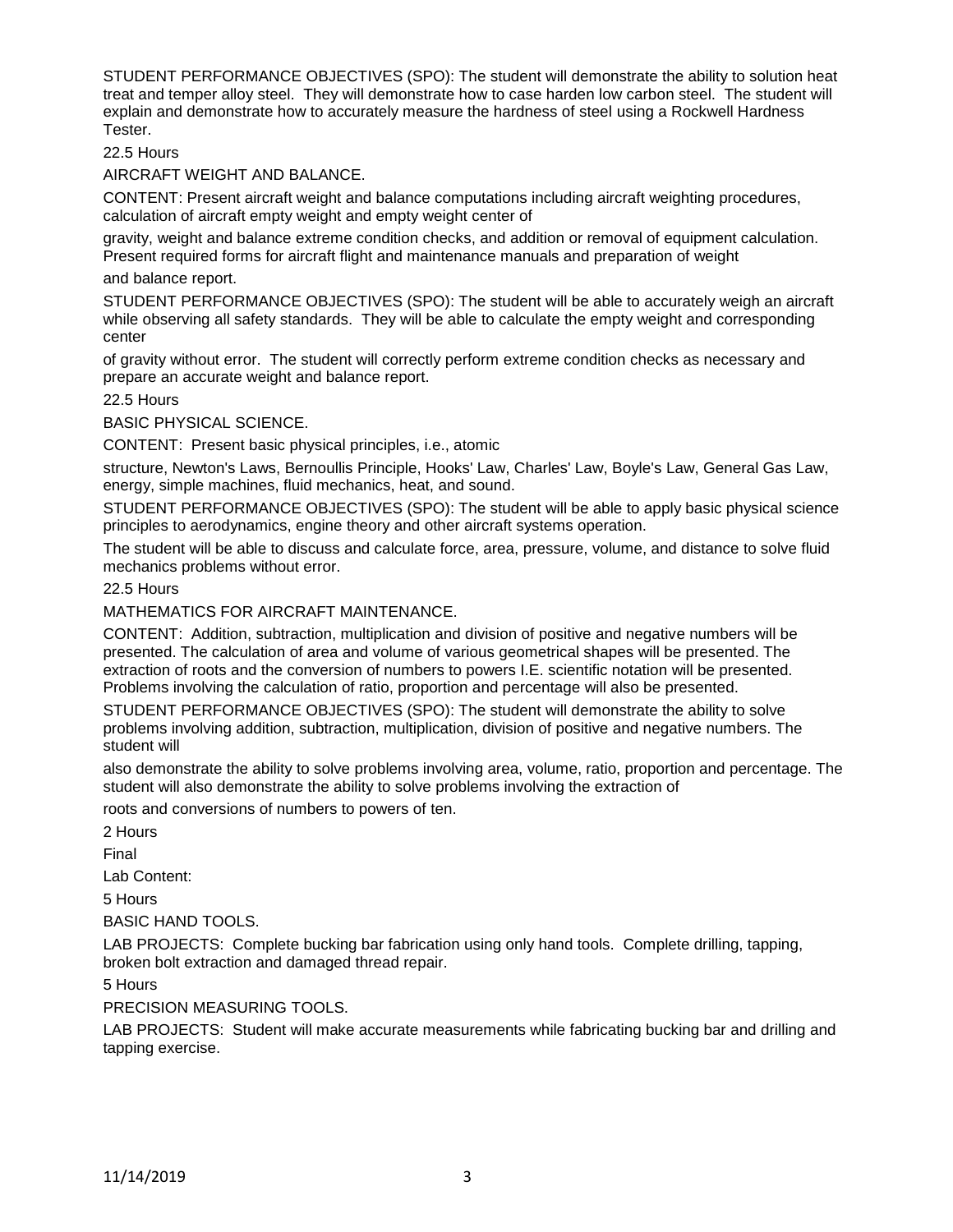STUDENT PERFORMANCE OBJECTIVES (SPO): The student will demonstrate the ability to solution heat treat and temper alloy steel. They will demonstrate how to case harden low carbon steel. The student will explain and demonstrate how to accurately measure the hardness of steel using a Rockwell Hardness Tester.

22.5 Hours

AIRCRAFT WEIGHT AND BALANCE.

CONTENT: Present aircraft weight and balance computations including aircraft weighting procedures, calculation of aircraft empty weight and empty weight center of gravity, weight and balance extreme condition checks, and addition or removal of equipment calculation. Present required forms for aircraft flight and maintenance manuals and preparation of weight and balance report.

STUDENT PERFORMANCE OBJECTIVES (SPO): The student will be able to accurately weigh an aircraft while observing all safety standards. They will be able to calculate the empty weight and corresponding center of gravity without error. The student will correctly perform extreme condition checks as necessary and prepare an accurate weight and balance report.

22.5 Hours

BASIC PHYSICAL SCIENCE.

CONTENT: Present basic physical principles, i.e., atomic structure, Newton's Laws, Bernoullis Principle, Hooks' Law, Charles' Law, Boyle's Law, General Gas Law, energy, simple machines, fluid mechanics, heat, and sound.

STUDENT PERFORMANCE OBJECTIVES (SPO): The student will be able to apply basic physical science principles to aerodynamics, engine theory and other aircraft systems operation.

The student will be able to discuss and calculate force, area, pressure, volume, and distance to solve fluid mechanics problems without error.

22.5 Hours

MATHEMATICS FOR AIRCRAFT MAINTENANCE.

CONTENT: Addition, subtraction, multiplication and division of positive and negative numbers will be presented. The calculation of area and volume of various geometrical shapes will be presented. The extraction of roots and the conversion of numbers to powers I.E. scientific notation will be presented. Problems involving the calculation of ratio, proportion and percentage will also be presented.

STUDENT PERFORMANCE OBJECTIVES (SPO): The student will demonstrate the ability to solve problems involving addition, subtraction, multiplication, division of positive and negative numbers. The student will also demonstrate the ability to solve problems involving area, volume, ratio, proportion and percentage. The student will also demonstrate the ability to solve problems involving the extraction of roots and conversions of numbers to powers of ten.

2 Hours

Final

Lab Content:

5 Hours

BASIC HAND TOOLS.

LAB PROJECTS: Complete bucking bar fabrication using only hand tools. Complete drilling, tapping, broken bolt extraction and damaged thread repair.

5 Hours

PRECISION MEASURING TOOLS.

LAB PROJECTS: Student will make accurate measurements while fabricating bucking bar and drilling and tapping exercise.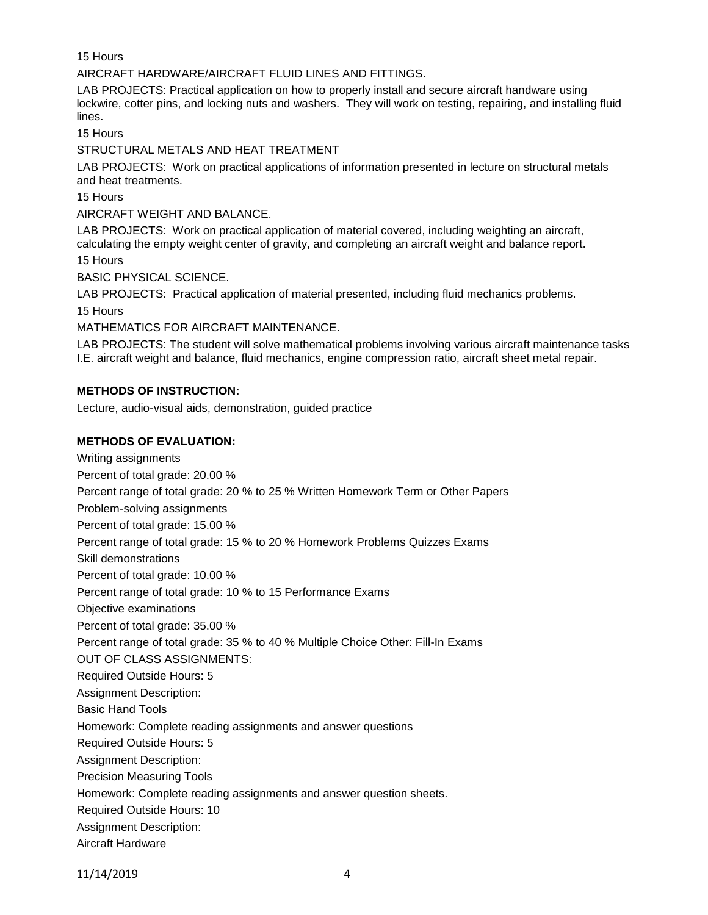15 Hours

AIRCRAFT HARDWARE/AIRCRAFT FLUID LINES AND FITTINGS.

LAB PROJECTS: Practical application on how to properly install and secure aircraft hardware using lockwire, cotter pins, and locking nuts and washers. They will work on testing, repairing, and installing fluid lines.

15 Hours

STRUCTURAL METALS AND HEAT TREATMENT

LAB PROJECTS: Work on practical applications of information presented in lecture on structural metals and heat treatments.

15 Hours

AIRCRAFT WEIGHT AND BALANCE.

LAB PROJECTS: Work on practical application of material covered, including weighting an aircraft, calculating the empty weight center of gravity, and completing an aircraft weight and balance report.

15 Hours

BASIC PHYSICAL SCIENCE.

LAB PROJECTS: Practical application of material presented, including fluid mechanics problems.

15 Hours

MATHEMATICS FOR AIRCRAFT MAINTENANCE.

LAB PROJECTS: The student will solve mathematical problems involving various aircraft maintenance tasks I.E. aircraft weight and balance, fluid mechanics, engine compression ratio, aircraft sheet metal repair.

**METHODS OF INSTRUCTION:**

Lecture, audio-visual aids, demonstration, guided practice

**METHODS OF EVALUATION:**

Writing assignments

Percent of total grade: 20.00 %

Percent range of total grade: 20 % to 25 % Written Homework Term or Other Papers

Problem-solving assignments

Percent of total grade: 15.00 %

Percent range of total grade: 15 % to 20 % Homework Problems Quizzes Exams

Skill demonstrations

Percent of total grade: 10.00 %

Percent range of total grade: 10 % to 15 Performance Exams

Objective examinations

Percent of total grade: 35.00 %

Percent range of total grade: 35 % to 40 % Multiple Choice Other: Fill-In Exams

OUT OF CLASS ASSIGNMENTS:

Required Outside Hours: 5

Assignment Description:

Basic Hand Tools

Homework: Complete reading assignments and answer questions

Required Outside Hours: 5

Assignment Description:

Precision Measuring Tools

Homework: Complete reading assignments and answer question sheets.

Required Outside Hours: 10

Assignment Description:

Aircraft Hardware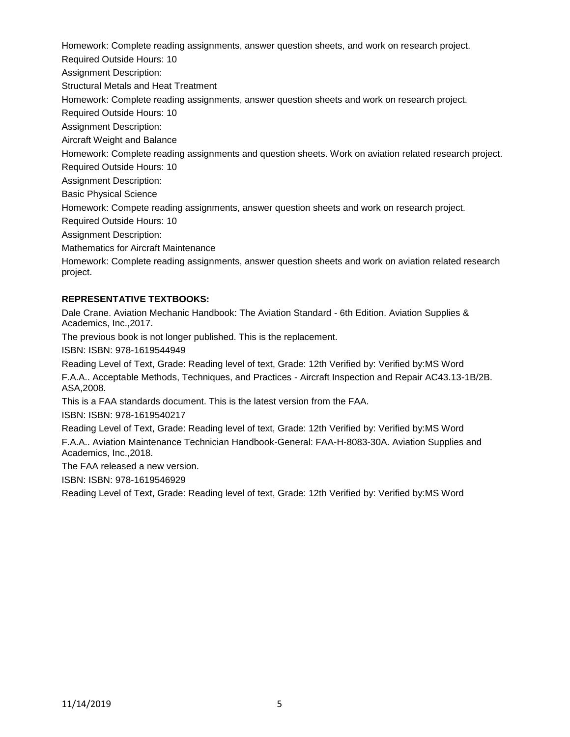Homework: Complete reading assignments, answer question sheets, and work on research project.

Required Outside Hours: 10

Assignment Description:

Structural Metals and Heat Treatment

Homework: Complete reading assignments, answer question sheets and work on research project.

Required Outside Hours: 10

Assignment Description:

Aircraft Weight and Balance

Homework: Complete reading assignments and question sheets. Work on aviation related research project.

Required Outside Hours: 10

Assignment Description:

Basic Physical Science

Homework: Compete reading assignments, answer question sheets and work on research project.

Required Outside Hours: 10

Assignment Description:

Mathematics for Aircraft Maintenance

Homework: Complete reading assignments, answer question sheets and work on aviation related research project.

**REPRESENTATIVE TEXTBOOKS:**

Dale Crane. Aviation Mechanic Handbook: The Aviation Standard - 6th Edition. Aviation Supplies & Academics, Inc.,2017.

The previous book is not longer published. This is the replacement.

ISBN: ISBN: 978-1619544949

Reading Level of Text, Grade: Reading level of text, Grade: 12th Verified by: Verified by:MS Word

F.A.A.. Acceptable Methods, Techniques, and Practices - Aircraft Inspection and Repair AC43.13-1B/2B. ASA,2008.

This is a FAA standards document. This is the latest version from the FAA.

ISBN: ISBN: 978-1619540217

Reading Level of Text, Grade: Reading level of text, Grade: 12th Verified by: Verified by:MS Word

F.A.A.. Aviation Maintenance Technician Handbook-General: FAA-H-8083-30A. Aviation Supplies and Academics, Inc.,2018.

The FAA released a new version.

ISBN: ISBN: 978-1619546929

Reading Level of Text, Grade: Reading level of text, Grade: 12th Verified by: Verified by:MS Word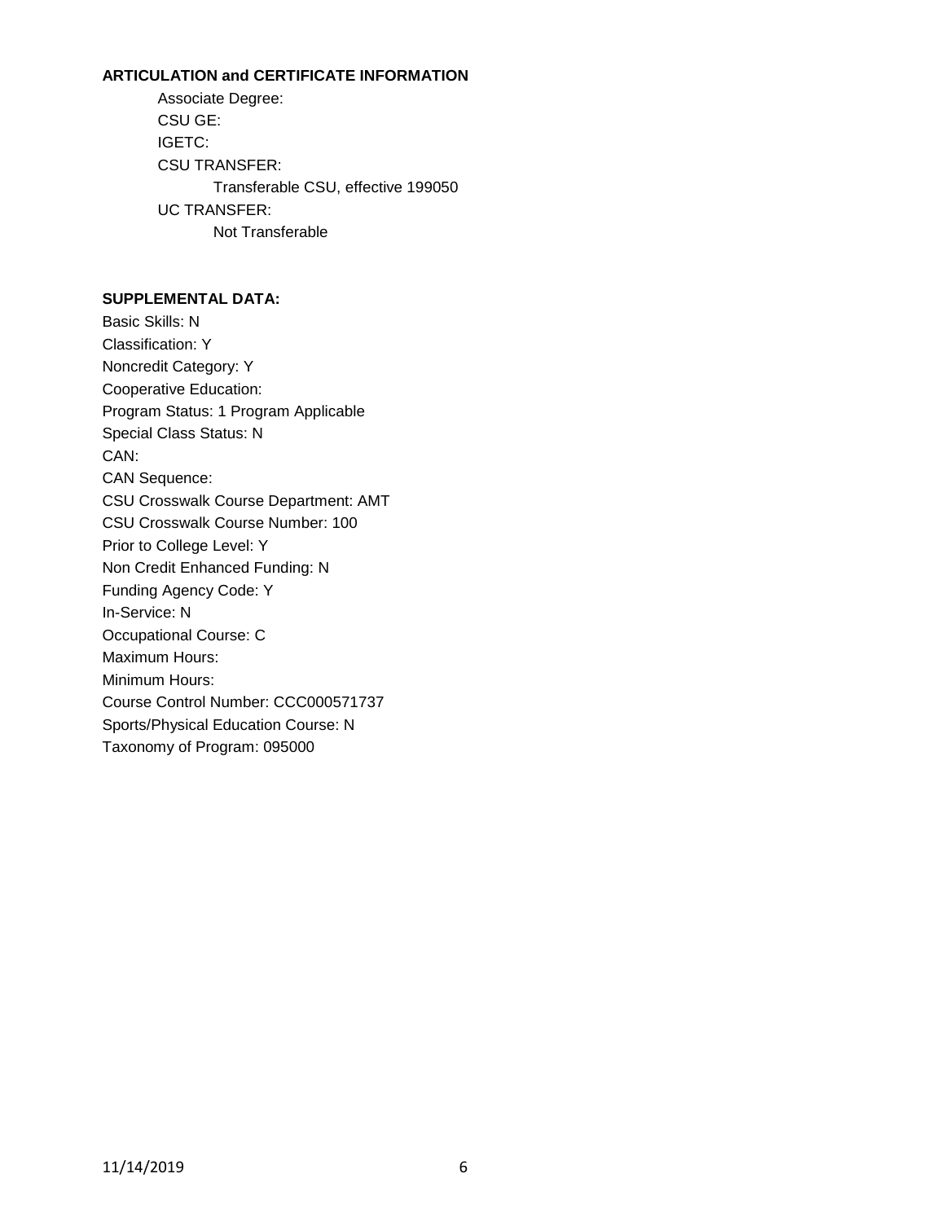**ARTICULATION and CERTIFICATE INFORMATION**

Associate Degree:
CSU GE:
IGETC:
CSU TRANSFER:
Transferable CSU, effective 199050
UC TRANSFER:
Not Transferable

**SUPPLEMENTAL DATA:**

Basic Skills: N
Classification: Y
Noncredit Category: Y
Cooperative Education:
Program Status: 1 Program Applicable
Special Class Status: N
CAN:
CAN Sequence:
CSU Crosswalk Course Department: AMT
CSU Crosswalk Course Number: 100
Prior to College Level: Y
Non Credit Enhanced Funding: N
Funding Agency Code: Y
In-Service: N
Occupational Course: C
Maximum Hours:
Minimum Hours:
Course Control Number: CCC000571737
Sports/Physical Education Course: N
Taxonomy of Program: 095000